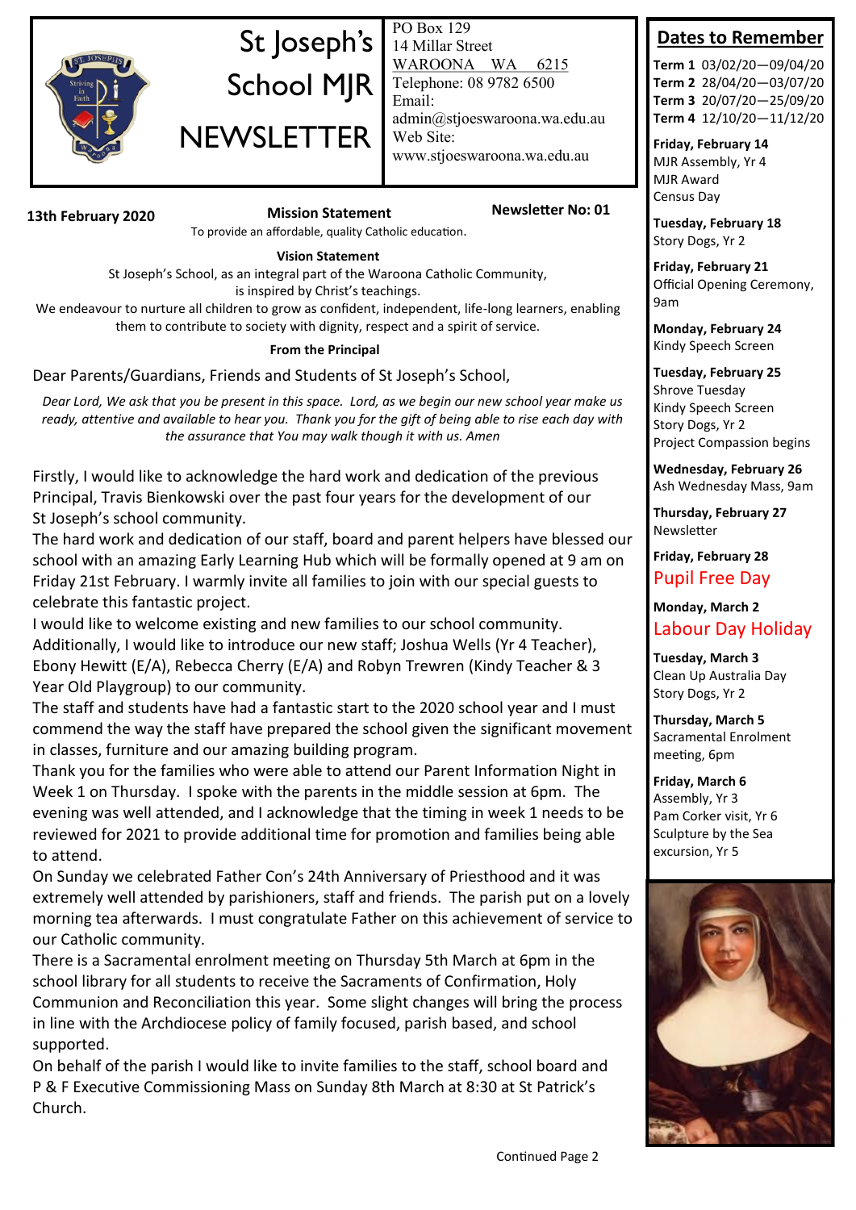# St Joseph's School MJR NEWSLETTER

PO Box 129
14 Millar Street
WAROONA WA 6215
Telephone: 08 9782 6500
Email: admin@stjoeswaroona.wa.edu.au
Web Site: www.stjoeswaroona.wa.edu.au

**13th February 2020** **Newsletter No: 01**

**Mission Statement**

To provide an affordable, quality Catholic education.

**Vision Statement**

St Joseph's School, as an integral part of the Waroona Catholic Community, is inspired by Christ's teachings.
We endeavour to nurture all children to grow as confident, independent, life-long learners, enabling them to contribute to society with dignity, respect and a spirit of service.

## From the Principal

Dear Parents/Guardians, Friends and Students of St Joseph's School,

*Dear Lord, We ask that you be present in this space. Lord, as we begin our new school year make us ready, attentive and available to hear you. Thank you for the gift of being able to rise each day with the assurance that You may walk though it with us. Amen*

Firstly, I would like to acknowledge the hard work and dedication of the previous Principal, Travis Bienkowski over the past four years for the development of our St Joseph's school community.
The hard work and dedication of our staff, board and parent helpers have blessed our school with an amazing Early Learning Hub which will be formally opened at 9 am on Friday 21st February. I warmly invite all families to join with our special guests to celebrate this fantastic project.
I would like to welcome existing and new families to our school community. Additionally, I would like to introduce our new staff; Joshua Wells (Yr 4 Teacher), Ebony Hewitt (E/A), Rebecca Cherry (E/A) and Robyn Trewren (Kindy Teacher & 3 Year Old Playgroup) to our community.
The staff and students have had a fantastic start to the 2020 school year and I must commend the way the staff have prepared the school given the significant movement in classes, furniture and our amazing building program.
Thank you for the families who were able to attend our Parent Information Night in Week 1 on Thursday. I spoke with the parents in the middle session at 6pm. The evening was well attended, and I acknowledge that the timing in week 1 needs to be reviewed for 2021 to provide additional time for promotion and families being able to attend.
On Sunday we celebrated Father Con's 24th Anniversary of Priesthood and it was extremely well attended by parishioners, staff and friends. The parish put on a lovely morning tea afterwards. I must congratulate Father on this achievement of service to our Catholic community.
There is a Sacramental enrolment meeting on Thursday 5th March at 6pm in the school library for all students to receive the Sacraments of Confirmation, Holy Communion and Reconciliation this year. Some slight changes will bring the process in line with the Archdiocese policy of family focused, parish based, and school supported.
On behalf of the parish I would like to invite families to the staff, school board and P & F Executive Commissioning Mass on Sunday 8th March at 8:30 at St Patrick's Church.

Continued Page 2

## Dates to Remember

**Term 1** 03/02/20—09/04/20
**Term 2** 28/04/20—03/07/20
**Term 3** 20/07/20—25/09/20
**Term 4** 12/10/20—11/12/20

**Friday, February 14**
MJR Assembly, Yr 4
MJR Award
Census Day

**Tuesday, February 18**
Story Dogs, Yr 2

**Friday, February 21**
Official Opening Ceremony, 9am

**Monday, February 24**
Kindy Speech Screen

**Tuesday, February 25**
Shrove Tuesday
Kindy Speech Screen
Story Dogs, Yr 2
Project Compassion begins

**Wednesday, February 26**
Ash Wednesday Mass, 9am

**Thursday, February 27**
Newsletter

**Friday, February 28**
Pupil Free Day

**Monday, March 2**
Labour Day Holiday

**Tuesday, March 3**
Clean Up Australia Day
Story Dogs, Yr 2

**Thursday, March 5**
Sacramental Enrolment meeting, 6pm

**Friday, March 6**
Assembly, Yr 3
Pam Corker visit, Yr 6
Sculpture by the Sea excursion, Yr 5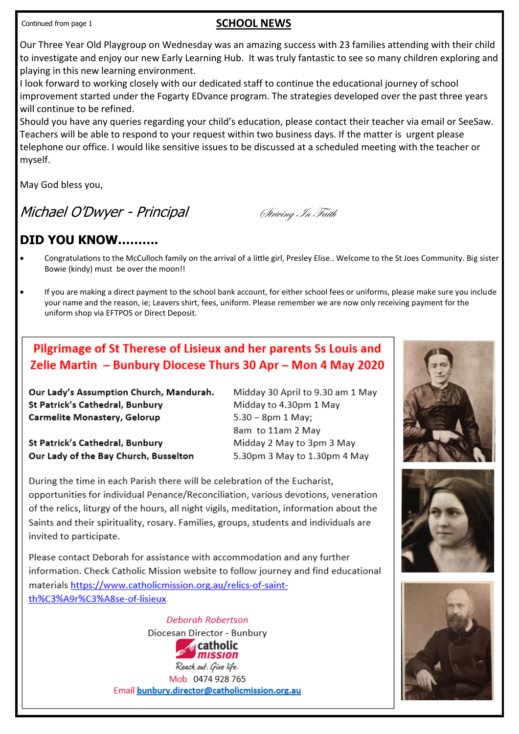Continued from page 1

## SCHOOL NEWS

Our Three Year Old Playgroup on Wednesday was an amazing success with 23 families attending with their child to investigate and enjoy our new Early Learning Hub. It was truly fantastic to see so many children exploring and playing in this new learning environment.

I look forward to working closely with our dedicated staff to continue the educational journey of school improvement started under the Fogarty EDvance program. The strategies developed over the past three years will continue to be refined.

Should you have any queries regarding your child's education, please contact their teacher via email or SeeSaw. Teachers will be able to respond to your request within two business days. If the matter is urgent please telephone our office. I would like sensitive issues to be discussed at a scheduled meeting with the teacher or myself.

May God bless you,

*Michael O'Dwyer - Principal*

*Striving In Faith*

## DID YOU KNOW..........

- Congratulations to the McCulloch family on the arrival of a little girl, Presley Elise.. Welcome to the St Joes Community. Big sister Bowie (kindy) must be over the moon!!
- If you are making a direct payment to the school bank account, for either school fees or uniforms, please make sure you include your name and the reason, ie; Leavers shirt, fees, uniform. Please remember we are now only receiving payment for the uniform shop via EFTPOS or Direct Deposit.

## Pilgrimage of St Therese of Lisieux and her parents Ss Louis and Zelie Martin – Bunbury Diocese Thurs 30 Apr – Mon 4 May 2020

| | |
|---|---|
| **Our Lady's Assumption Church, Mandurah.** | Midday 30 April to 9.30 am 1 May |
| **St Patrick's Cathedral, Bunbury** | Midday to 4.30pm 1 May |
| **Carmelite Monastery, Gelorup** | 5.30 – 8pm 1 May; 8am to 11am 2 May |
| **St Patrick's Cathedral, Bunbury** | Midday 2 May to 3pm 3 May |
| **Our Lady of the Bay Church, Busselton** | 5.30pm 3 May to 1.30pm 4 May |

During the time in each Parish there will be celebration of the Eucharist, opportunities for individual Penance/Reconciliation, various devotions, veneration of the relics, liturgy of the hours, all night vigils, meditation, information about the Saints and their spirituality, rosary. Families, groups, students and individuals are invited to participate.

Please contact Deborah for assistance with accommodation and any further information. Check Catholic Mission website to follow journey and find educational materials https://www.catholicmission.org.au/relics-of-saint-th%C3%A9r%C3%A8se-of-lisieux

*Deborah Robertson*
Diocesan Director - Bunbury
catholic mission
Reach out. Give life.
Mob 0474 928 765
Email **bunbury.director@catholicmission.org.au**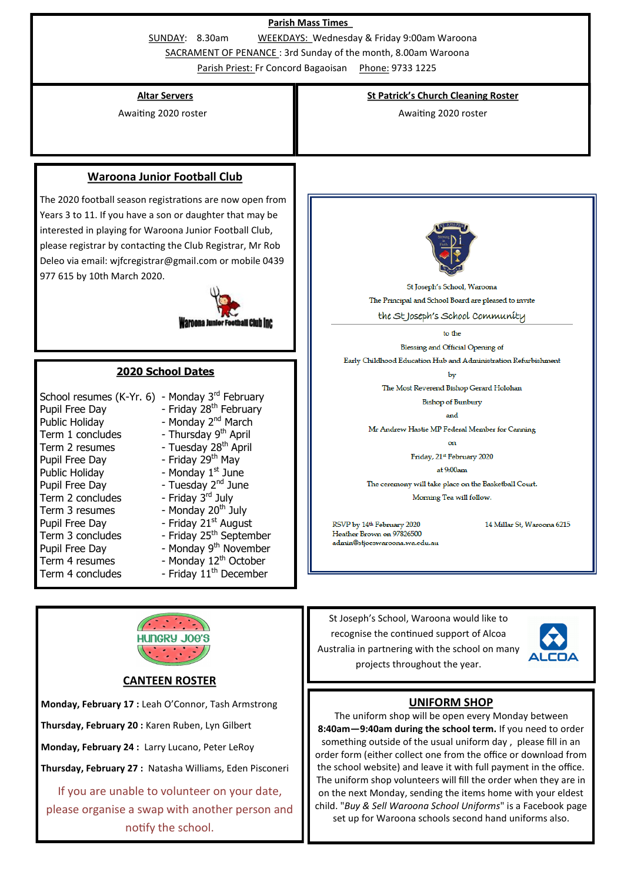## Parish Mass Times

SUNDAY: 8.30am WEEKDAYS: Wednesday & Friday 9:00am Waroona

SACRAMENT OF PENANCE : 3rd Sunday of the month, 8.00am Waroona

Parish Priest: Fr Concord Bagaoisan Phone: 9733 1225

### Altar Servers

Awaiting 2020 roster

### St Patrick's Church Cleaning Roster

Awaiting 2020 roster

## Waroona Junior Football Club

The 2020 football season registrations are now open from Years 3 to 11. If you have a son or daughter that may be interested in playing for Waroona Junior Football Club, please registrar by contacting the Club Registrar, Mr Rob Deleo via email: wjfcregistrar@gmail.com or mobile 0439 977 615 by 10th March 2020.

Waroona Junior Football Club Inc

## 2020 School Dates

| | |
|---|---|
| School resumes (K-Yr. 6) | - Monday 3rd February |
| Pupil Free Day | - Friday 28th February |
| Public Holiday | - Monday 2nd March |
| Term 1 concludes | - Thursday 9th April |
| Term 2 resumes | - Tuesday 28th April |
| Pupil Free Day | - Friday 29th May |
| Public Holiday | - Monday 1st June |
| Pupil Free Day | - Tuesday 2nd June |
| Term 2 concludes | - Friday 3rd July |
| Term 3 resumes | - Monday 20th July |
| Pupil Free Day | - Friday 21st August |
| Term 3 concludes | - Friday 25th September |
| Pupil Free Day | - Monday 9th November |
| Term 4 resumes | - Monday 12th October |
| Term 4 concludes | - Friday 11th December |

St Joseph's School, Waroona

The Principal and School Board are pleased to invite

the St Joseph's School Community

to the

Blessing and Official Opening of

Early Childhood Education Hub and Administration Refurbishment

by

The Most Reverend Bishop Gerard Holohan

Bishop of Bunbury

and

Mr Andrew Hastie MP Federal Member for Canning

on

Friday, 21st February 2020

at 9:00am

The ceremony will take place on the Basketball Court.

Morning Tea will follow.

RSVP by 14th February 2020
Heather Brown on 97826500
admin@stjoeswaroona.wa.edu.au

14 Millar St, Waroona 6215

Hungry Joe's

## CANTEEN ROSTER

**Monday, February 17 :** Leah O'Connor, Tash Armstrong

**Thursday, February 20 :** Karen Ruben, Lyn Gilbert

**Monday, February 24 :** Larry Lucano, Peter LeRoy

**Thursday, February 27 :** Natasha Williams, Eden Pisconeri

If you are unable to volunteer on your date, please organise a swap with another person and notify the school.

St Joseph's School, Waroona would like to recognise the continued support of Alcoa Australia in partnering with the school on many projects throughout the year.

ALCOA

## UNIFORM SHOP

The uniform shop will be open every Monday between **8:40am—9:40am during the school term.** If you need to order something outside of the usual uniform day , please fill in an order form (either collect one from the office or download from the school website) and leave it with full payment in the office. The uniform shop volunteers will fill the order when they are in on the next Monday, sending the items home with your eldest child. "*Buy & Sell Waroona School Uniforms*" is a Facebook page set up for Waroona schools second hand uniforms also.